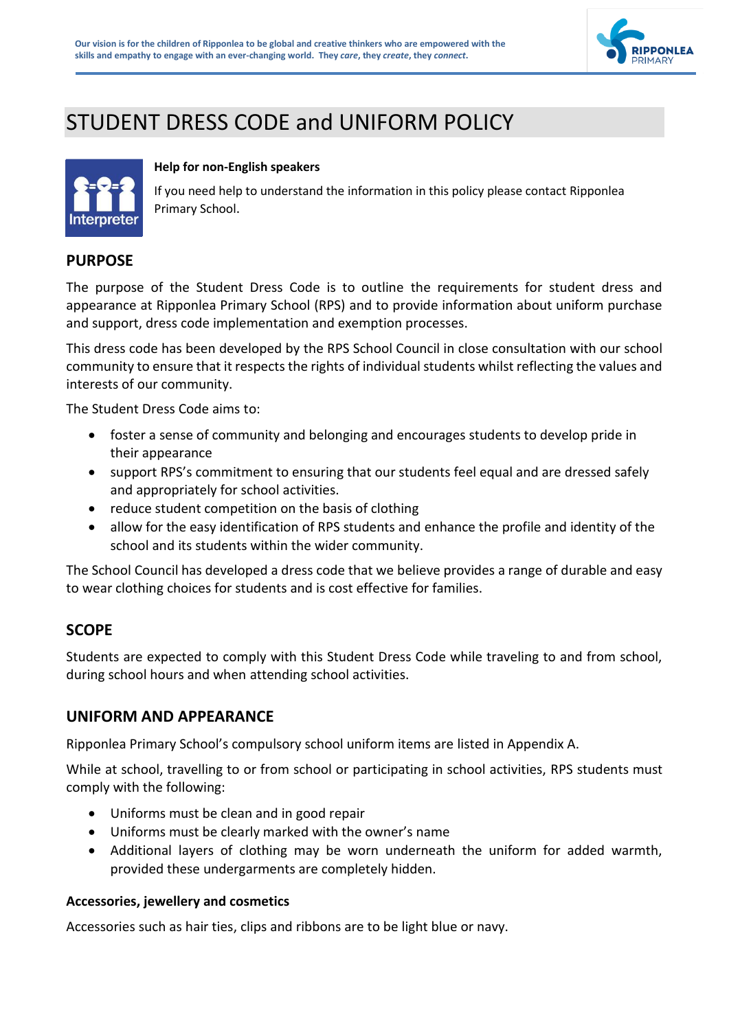# STUDENT DRESS CODE and UNIFORM POLICY

**Help for non-English speakers**

If you need help to understand the information in this policy please contact Ripponlea Primary School.

## PURPOSE

The purpose of the Student Dress Code is to outline the requirements for student dress and appearance at Ripponlea Primary School (RPS) and to provide information about uniform purchase and support, dress code implementation and exemption processes.

This dress code has been developed by the RPS School Council in close consultation with our school community to ensure that it respects the rights of individual students whilst reflecting the values and interests of our community.

The Student Dress Code aims to:

- foster a sense of community and belonging and encourages students to develop pride in their appearance
- support RPS's commitment to ensuring that our students feel equal and are dressed safely and appropriately for school activities.
- reduce student competition on the basis of clothing
- allow for the easy identification of RPS students and enhance the profile and identity of the school and its students within the wider community.

The School Council has developed a dress code that we believe provides a range of durable and easy to wear clothing choices for students and is cost effective for families.

## SCOPE

Students are expected to comply with this Student Dress Code while traveling to and from school, during school hours and when attending school activities.

## UNIFORM AND APPEARANCE

Ripponlea Primary School's compulsory school uniform items are listed in Appendix A.

While at school, travelling to or from school or participating in school activities, RPS students must comply with the following:

- Uniforms must be clean and in good repair
- Uniforms must be clearly marked with the owner's name
- Additional layers of clothing may be worn underneath the uniform for added warmth, provided these undergarments are completely hidden.

### Accessories, jewellery and cosmetics

Accessories such as hair ties, clips and ribbons are to be light blue or navy.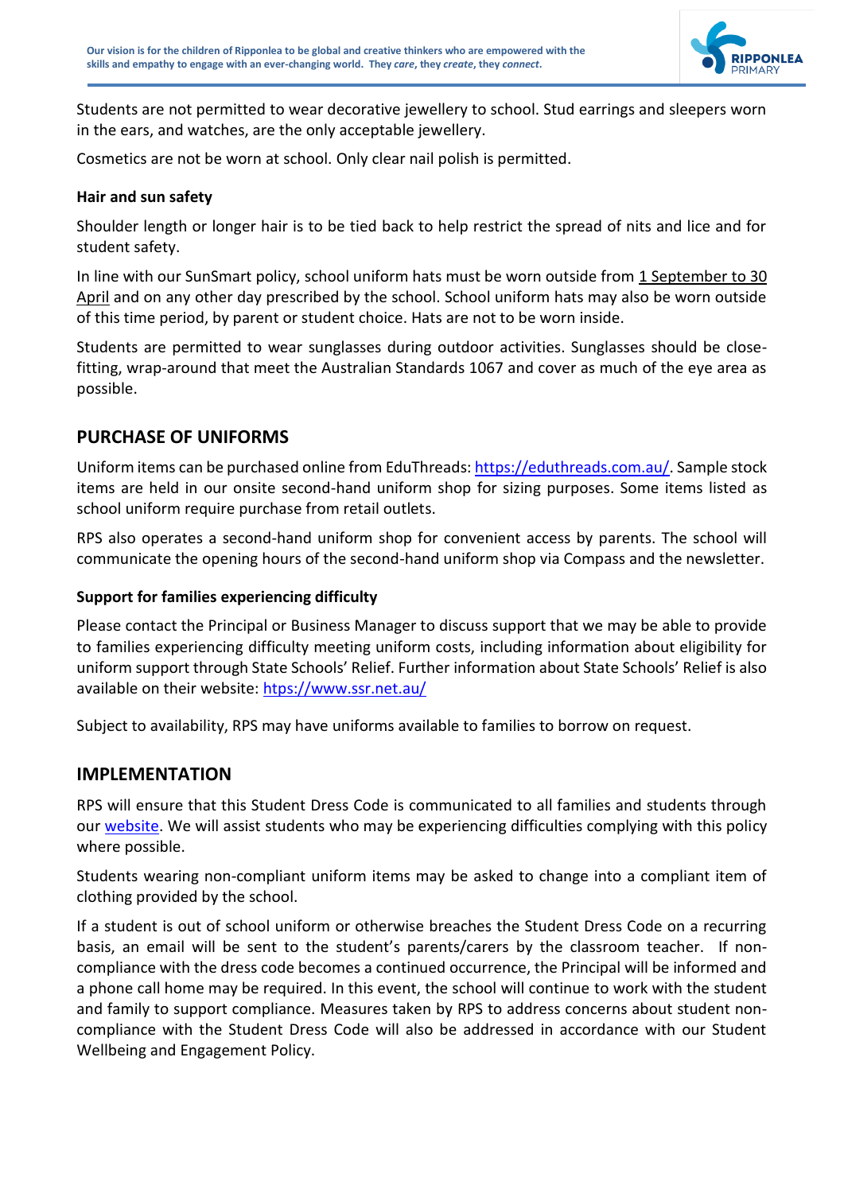Students are not permitted to wear decorative jewellery to school. Stud earrings and sleepers worn in the ears, and watches, are the only acceptable jewellery.

Cosmetics are not be worn at school. Only clear nail polish is permitted.

### Hair and sun safety

Shoulder length or longer hair is to be tied back to help restrict the spread of nits and lice and for student safety.

In line with our SunSmart policy, school uniform hats must be worn outside from 1 September to 30 April and on any other day prescribed by the school. School uniform hats may also be worn outside of this time period, by parent or student choice. Hats are not to be worn inside.

Students are permitted to wear sunglasses during outdoor activities. Sunglasses should be close-fitting, wrap-around that meet the Australian Standards 1067 and cover as much of the eye area as possible.

## PURCHASE OF UNIFORMS

Uniform items can be purchased online from EduThreads: https://eduthreads.com.au/. Sample stock items are held in our onsite second-hand uniform shop for sizing purposes. Some items listed as school uniform require purchase from retail outlets.

RPS also operates a second-hand uniform shop for convenient access by parents. The school will communicate the opening hours of the second-hand uniform shop via Compass and the newsletter.

### Support for families experiencing difficulty

Please contact the Principal or Business Manager to discuss support that we may be able to provide to families experiencing difficulty meeting uniform costs, including information about eligibility for uniform support through State Schools' Relief. Further information about State Schools' Relief is also available on their website: https://www.ssr.net.au/

Subject to availability, RPS may have uniforms available to families to borrow on request.

## IMPLEMENTATION

RPS will ensure that this Student Dress Code is communicated to all families and students through our website. We will assist students who may be experiencing difficulties complying with this policy where possible.

Students wearing non-compliant uniform items may be asked to change into a compliant item of clothing provided by the school.

If a student is out of school uniform or otherwise breaches the Student Dress Code on a recurring basis, an email will be sent to the student's parents/carers by the classroom teacher. If non-compliance with the dress code becomes a continued occurrence, the Principal will be informed and a phone call home may be required. In this event, the school will continue to work with the student and family to support compliance. Measures taken by RPS to address concerns about student non-compliance with the Student Dress Code will also be addressed in accordance with our Student Wellbeing and Engagement Policy.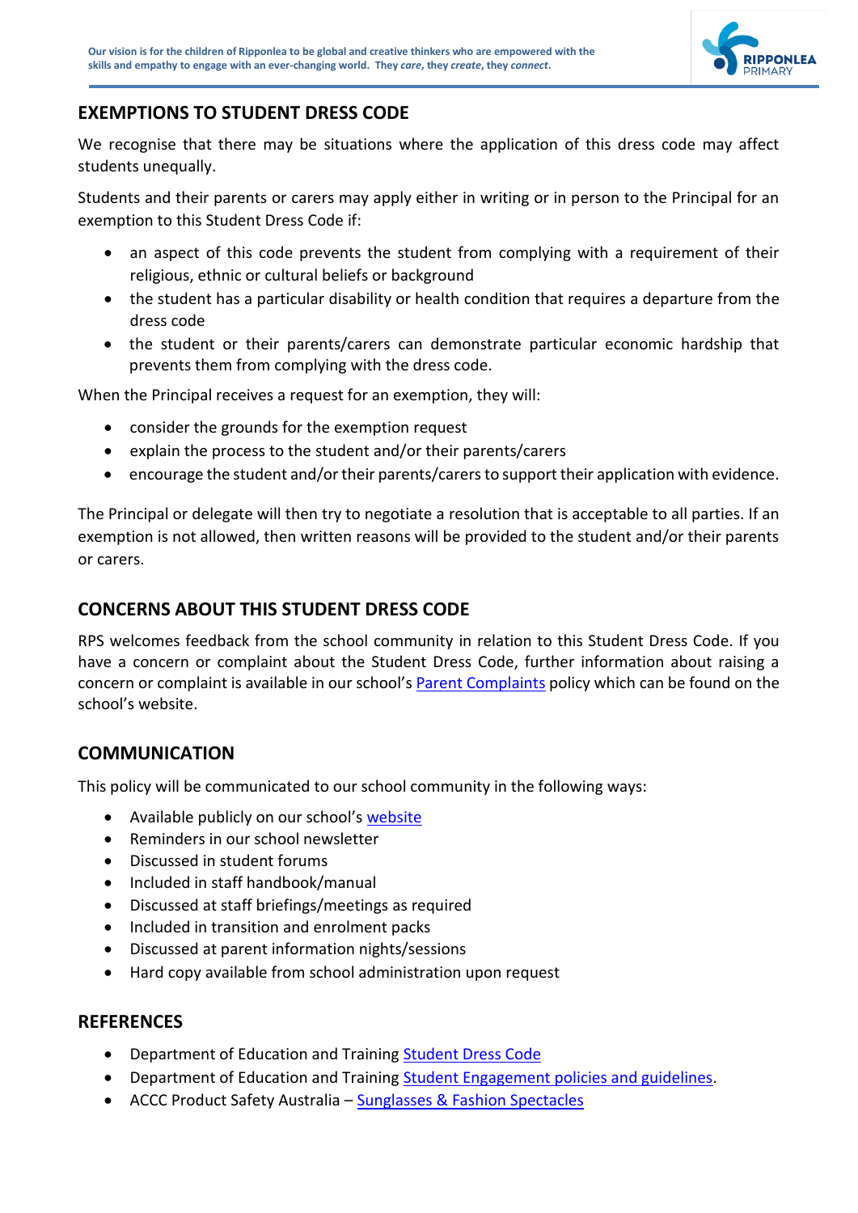## EXEMPTIONS TO STUDENT DRESS CODE

We recognise that there may be situations where the application of this dress code may affect students unequally.

Students and their parents or carers may apply either in writing or in person to the Principal for an exemption to this Student Dress Code if:

- an aspect of this code prevents the student from complying with a requirement of their religious, ethnic or cultural beliefs or background
- the student has a particular disability or health condition that requires a departure from the dress code
- the student or their parents/carers can demonstrate particular economic hardship that prevents them from complying with the dress code.

When the Principal receives a request for an exemption, they will:

- consider the grounds for the exemption request
- explain the process to the student and/or their parents/carers
- encourage the student and/or their parents/carers to support their application with evidence.

The Principal or delegate will then try to negotiate a resolution that is acceptable to all parties. If an exemption is not allowed, then written reasons will be provided to the student and/or their parents or carers.

## CONCERNS ABOUT THIS STUDENT DRESS CODE

RPS welcomes feedback from the school community in relation to this Student Dress Code. If you have a concern or complaint about the Student Dress Code, further information about raising a concern or complaint is available in our school's Parent Complaints policy which can be found on the school's website.

## COMMUNICATION

This policy will be communicated to our school community in the following ways:

- Available publicly on our school's website
- Reminders in our school newsletter
- Discussed in student forums
- Included in staff handbook/manual
- Discussed at staff briefings/meetings as required
- Included in transition and enrolment packs
- Discussed at parent information nights/sessions
- Hard copy available from school administration upon request

## REFERENCES

- Department of Education and Training Student Dress Code
- Department of Education and Training Student Engagement policies and guidelines.
- ACCC Product Safety Australia – Sunglasses & Fashion Spectacles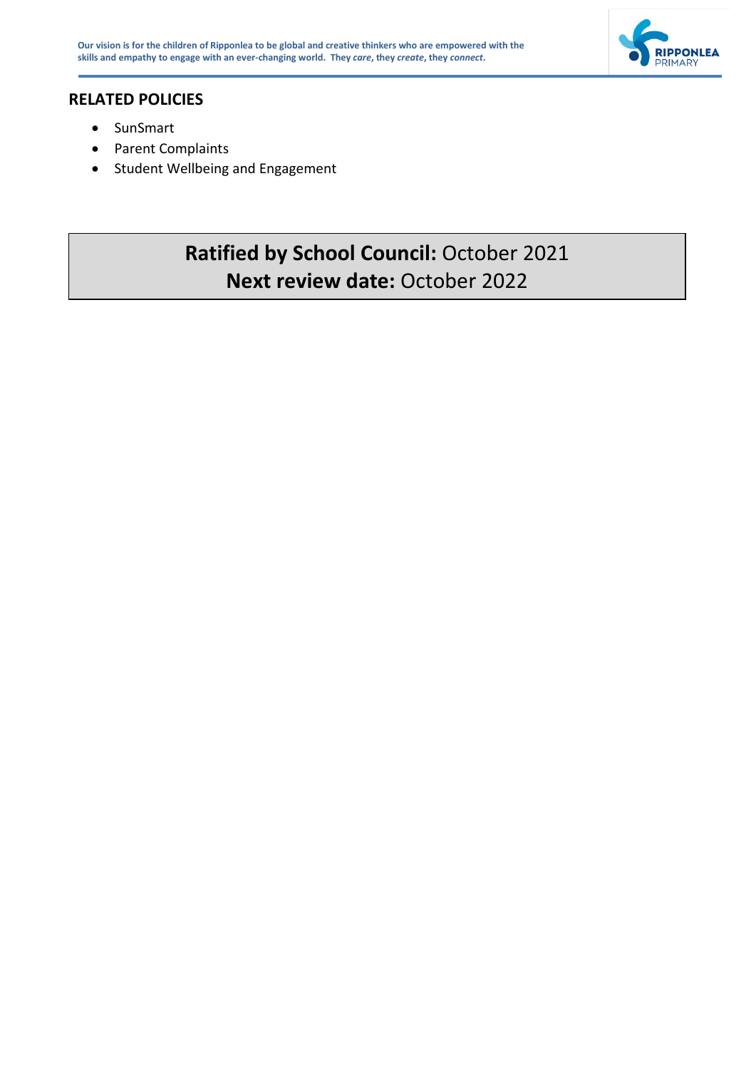## RELATED POLICIES

- SunSmart
- Parent Complaints
- Student Wellbeing and Engagement

**Ratified by School Council:** October 2021
**Next review date:** October 2022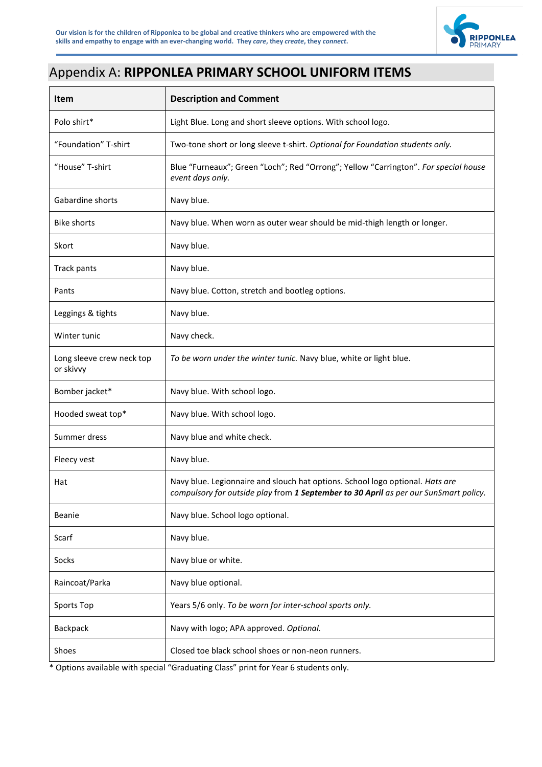# Appendix A: **RIPPONLEA PRIMARY SCHOOL UNIFORM ITEMS**

| **Item** | **Description and Comment** |
|---|---|
| Polo shirt* | Light Blue. Long and short sleeve options. With school logo. |
| “Foundation” T-shirt | Two-tone short or long sleeve t-shirt. *Optional for Foundation students only.* |
| “House” T-shirt | Blue “Furneaux”; Green “Loch”; Red “Orrong”; Yellow “Carrington”. *For special house event days only.* |
| Gabardine shorts | Navy blue. |
| Bike shorts | Navy blue. When worn as outer wear should be mid-thigh length or longer. |
| Skort | Navy blue. |
| Track pants | Navy blue. |
| Pants | Navy blue. Cotton, stretch and bootleg options. |
| Leggings & tights | Navy blue. |
| Winter tunic | Navy check. |
| Long sleeve crew neck top or skivvy | *To be worn under the winter tunic.* Navy blue, white or light blue. |
| Bomber jacket* | Navy blue. With school logo. |
| Hooded sweat top* | Navy blue. With school logo. |
| Summer dress | Navy blue and white check. |
| Fleecy vest | Navy blue. |
| Hat | Navy blue. Legionnaire and slouch hat options. School logo optional. *Hats are compulsory for outside play* from ***1 September to 30 April*** *as per our SunSmart policy.* |
| Beanie | Navy blue. School logo optional. |
| Scarf | Navy blue. |
| Socks | Navy blue or white. |
| Raincoat/Parka | Navy blue optional. |
| Sports Top | Years 5/6 only. *To be worn for inter-school sports only.* |
| Backpack | Navy with logo; APA approved. *Optional.* |
| Shoes | Closed toe black school shoes or non-neon runners. |

* Options available with special “Graduating Class” print for Year 6 students only.